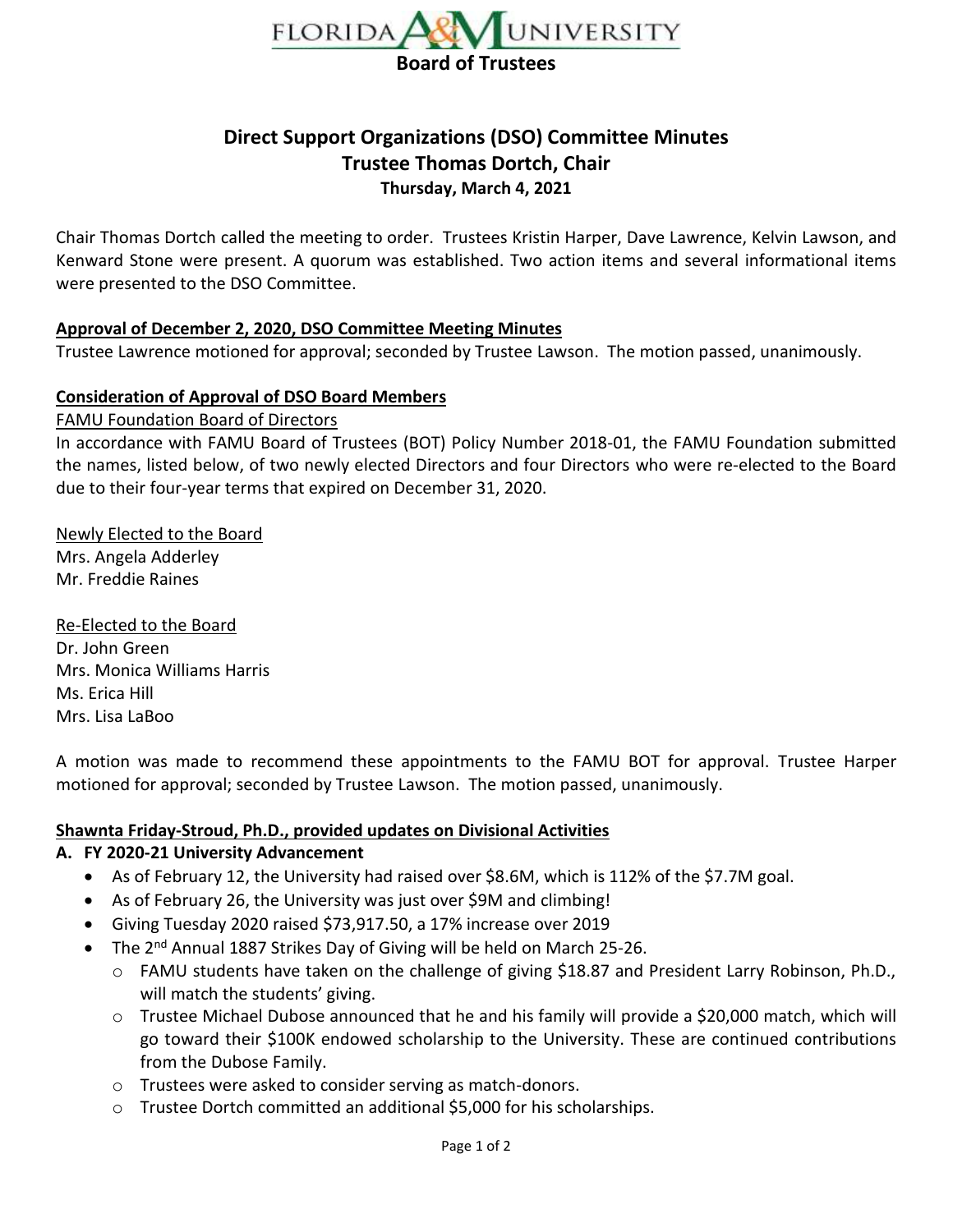# FLORIDA A&M UNIVERSITY

## Board of Trustees

## Direct Support Organizations (DSO) Committee Minutes

## Trustee Thomas Dortch, Chair

**Thursday, March 4, 2021**

Chair Thomas Dortch called the meeting to order. Trustees Kristin Harper, Dave Lawrence, Kelvin Lawson, and Kenward Stone were present. A quorum was established. Two action items and several informational items were presented to the DSO Committee.

**Approval of December 2, 2020, DSO Committee Meeting Minutes**

Trustee Lawrence motioned for approval; seconded by Trustee Lawson. The motion passed, unanimously.

**Consideration of Approval of DSO Board Members**

FAMU Foundation Board of Directors

In accordance with FAMU Board of Trustees (BOT) Policy Number 2018-01, the FAMU Foundation submitted the names, listed below, of two newly elected Directors and four Directors who were re-elected to the Board due to their four-year terms that expired on December 31, 2020.

Newly Elected to the Board

Mrs. Angela Adderley
Mr. Freddie Raines

Re-Elected to the Board

Dr. John Green
Mrs. Monica Williams Harris
Ms. Erica Hill
Mrs. Lisa LaBoo

A motion was made to recommend these appointments to the FAMU BOT for approval. Trustee Harper motioned for approval; seconded by Trustee Lawson. The motion passed, unanimously.

**Shawnta Friday-Stroud, Ph.D., provided updates on Divisional Activities**

**A. FY 2020-21 University Advancement**

- As of February 12, the University had raised over $8.6M, which is 112% of the $7.7M goal.
- As of February 26, the University was just over $9M and climbing!
- Giving Tuesday 2020 raised $73,917.50, a 17% increase over 2019
- The 2nd Annual 1887 Strikes Day of Giving will be held on March 25-26.
  - FAMU students have taken on the challenge of giving $18.87 and President Larry Robinson, Ph.D., will match the students' giving.
  - Trustee Michael Dubose announced that he and his family will provide a $20,000 match, which will go toward their $100K endowed scholarship to the University. These are continued contributions from the Dubose Family.
  - Trustees were asked to consider serving as match-donors.
  - Trustee Dortch committed an additional $5,000 for his scholarships.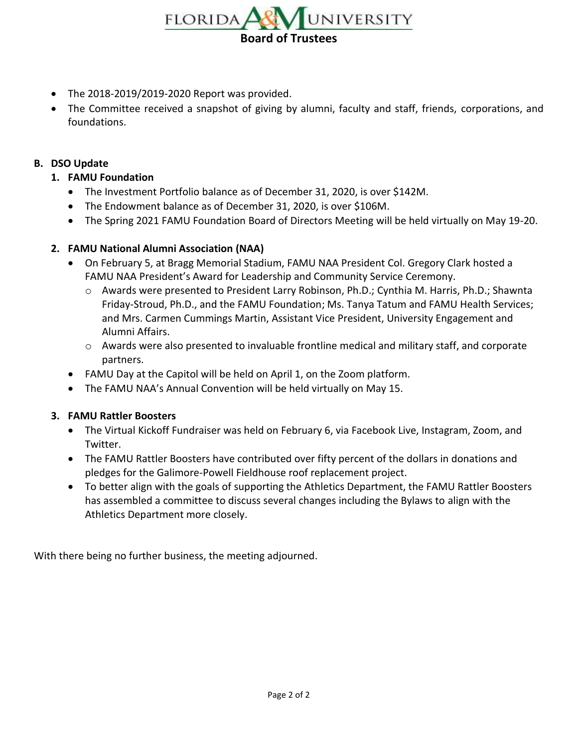- The 2018-2019/2019-2020 Report was provided.
- The Committee received a snapshot of giving by alumni, faculty and staff, friends, corporations, and foundations.

**B. DSO Update**

**1. FAMU Foundation**

- The Investment Portfolio balance as of December 31, 2020, is over $142M.
- The Endowment balance as of December 31, 2020, is over $106M.
- The Spring 2021 FAMU Foundation Board of Directors Meeting will be held virtually on May 19-20.

**2. FAMU National Alumni Association (NAA)**

- On February 5, at Bragg Memorial Stadium, FAMU NAA President Col. Gregory Clark hosted a FAMU NAA President's Award for Leadership and Community Service Ceremony.
  - Awards were presented to President Larry Robinson, Ph.D.; Cynthia M. Harris, Ph.D.; Shawnta Friday-Stroud, Ph.D., and the FAMU Foundation; Ms. Tanya Tatum and FAMU Health Services; and Mrs. Carmen Cummings Martin, Assistant Vice President, University Engagement and Alumni Affairs.
  - Awards were also presented to invaluable frontline medical and military staff, and corporate partners.
- FAMU Day at the Capitol will be held on April 1, on the Zoom platform.
- The FAMU NAA's Annual Convention will be held virtually on May 15.

**3. FAMU Rattler Boosters**

- The Virtual Kickoff Fundraiser was held on February 6, via Facebook Live, Instagram, Zoom, and Twitter.
- The FAMU Rattler Boosters have contributed over fifty percent of the dollars in donations and pledges for the Galimore-Powell Fieldhouse roof replacement project.
- To better align with the goals of supporting the Athletics Department, the FAMU Rattler Boosters has assembled a committee to discuss several changes including the Bylaws to align with the Athletics Department more closely.

With there being no further business, the meeting adjourned.